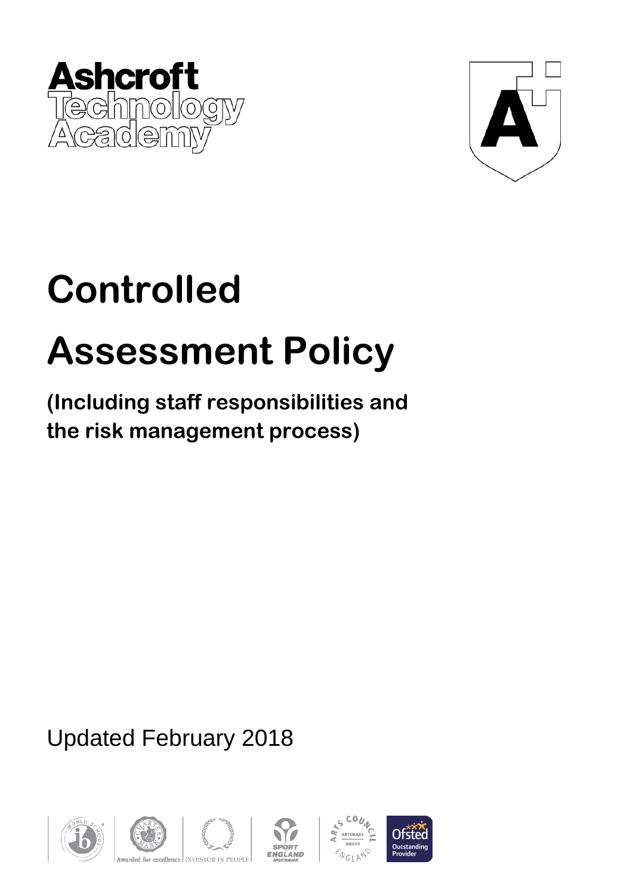Ashcroft Technology Academy

# Controlled Assessment Policy

## (Including staff responsibilities and the risk management process)

Updated February 2018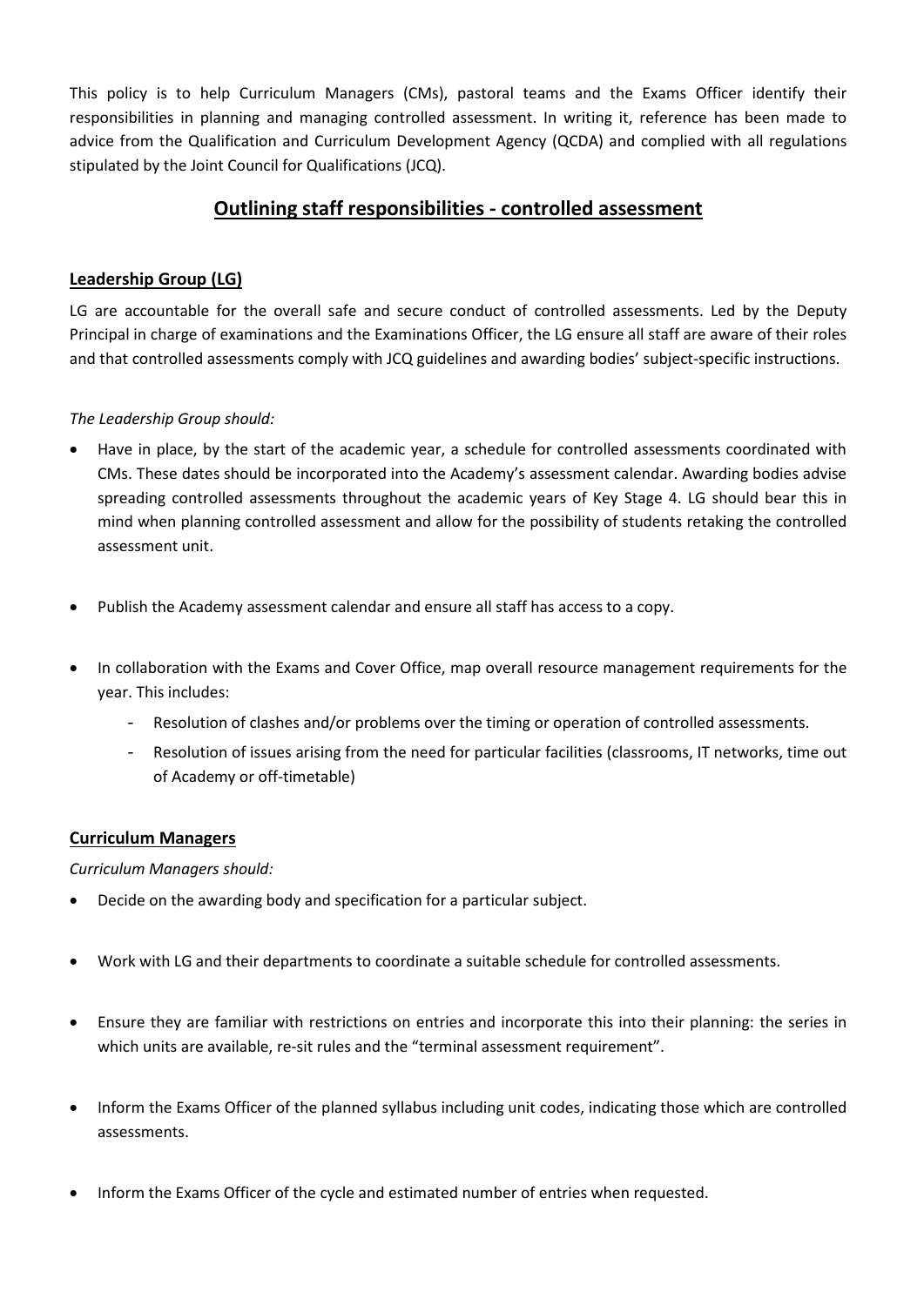This policy is to help Curriculum Managers (CMs), pastoral teams and the Exams Officer identify their responsibilities in planning and managing controlled assessment. In writing it, reference has been made to advice from the Qualification and Curriculum Development Agency (QCDA) and complied with all regulations stipulated by the Joint Council for Qualifications (JCQ).

## Outlining staff responsibilities - controlled assessment

### Leadership Group (LG)

LG are accountable for the overall safe and secure conduct of controlled assessments. Led by the Deputy Principal in charge of examinations and the Examinations Officer, the LG ensure all staff are aware of their roles and that controlled assessments comply with JCQ guidelines and awarding bodies' subject-specific instructions.

*The Leadership Group should:*

- Have in place, by the start of the academic year, a schedule for controlled assessments coordinated with CMs. These dates should be incorporated into the Academy's assessment calendar. Awarding bodies advise spreading controlled assessments throughout the academic years of Key Stage 4. LG should bear this in mind when planning controlled assessment and allow for the possibility of students retaking the controlled assessment unit.

- Publish the Academy assessment calendar and ensure all staff has access to a copy.

- In collaboration with the Exams and Cover Office, map overall resource management requirements for the year. This includes:
  - Resolution of clashes and/or problems over the timing or operation of controlled assessments.
  - Resolution of issues arising from the need for particular facilities (classrooms, IT networks, time out of Academy or off-timetable)

### Curriculum Managers

*Curriculum Managers should:*

- Decide on the awarding body and specification for a particular subject.

- Work with LG and their departments to coordinate a suitable schedule for controlled assessments.

- Ensure they are familiar with restrictions on entries and incorporate this into their planning: the series in which units are available, re-sit rules and the "terminal assessment requirement".

- Inform the Exams Officer of the planned syllabus including unit codes, indicating those which are controlled assessments.

- Inform the Exams Officer of the cycle and estimated number of entries when requested.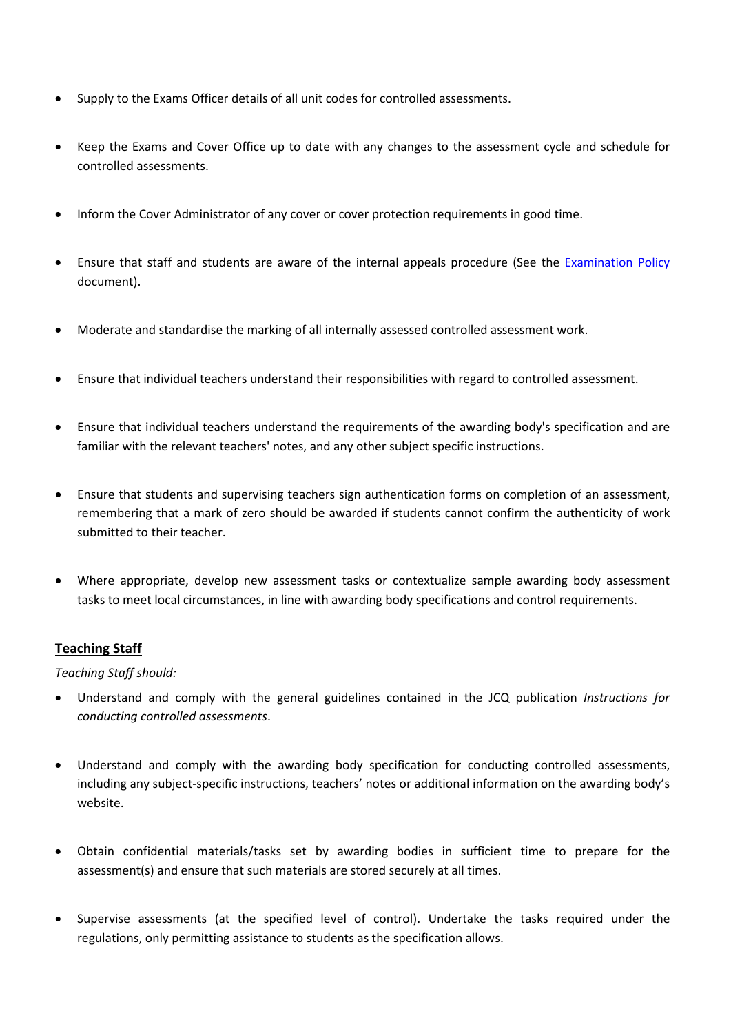- Supply to the Exams Officer details of all unit codes for controlled assessments.

- Keep the Exams and Cover Office up to date with any changes to the assessment cycle and schedule for controlled assessments.

- Inform the Cover Administrator of any cover or cover protection requirements in good time.

- Ensure that staff and students are aware of the internal appeals procedure (See the [Examination Policy]() document).

- Moderate and standardise the marking of all internally assessed controlled assessment work.

- Ensure that individual teachers understand their responsibilities with regard to controlled assessment.

- Ensure that individual teachers understand the requirements of the awarding body's specification and are familiar with the relevant teachers' notes, and any other subject specific instructions.

- Ensure that students and supervising teachers sign authentication forms on completion of an assessment, remembering that a mark of zero should be awarded if students cannot confirm the authenticity of work submitted to their teacher.

- Where appropriate, develop new assessment tasks or contextualize sample awarding body assessment tasks to meet local circumstances, in line with awarding body specifications and control requirements.

**Teaching Staff**

*Teaching Staff should:*

- Understand and comply with the general guidelines contained in the JCQ publication *Instructions for conducting controlled assessments*.

- Understand and comply with the awarding body specification for conducting controlled assessments, including any subject-specific instructions, teachers' notes or additional information on the awarding body's website.

- Obtain confidential materials/tasks set by awarding bodies in sufficient time to prepare for the assessment(s) and ensure that such materials are stored securely at all times.

- Supervise assessments (at the specified level of control). Undertake the tasks required under the regulations, only permitting assistance to students as the specification allows.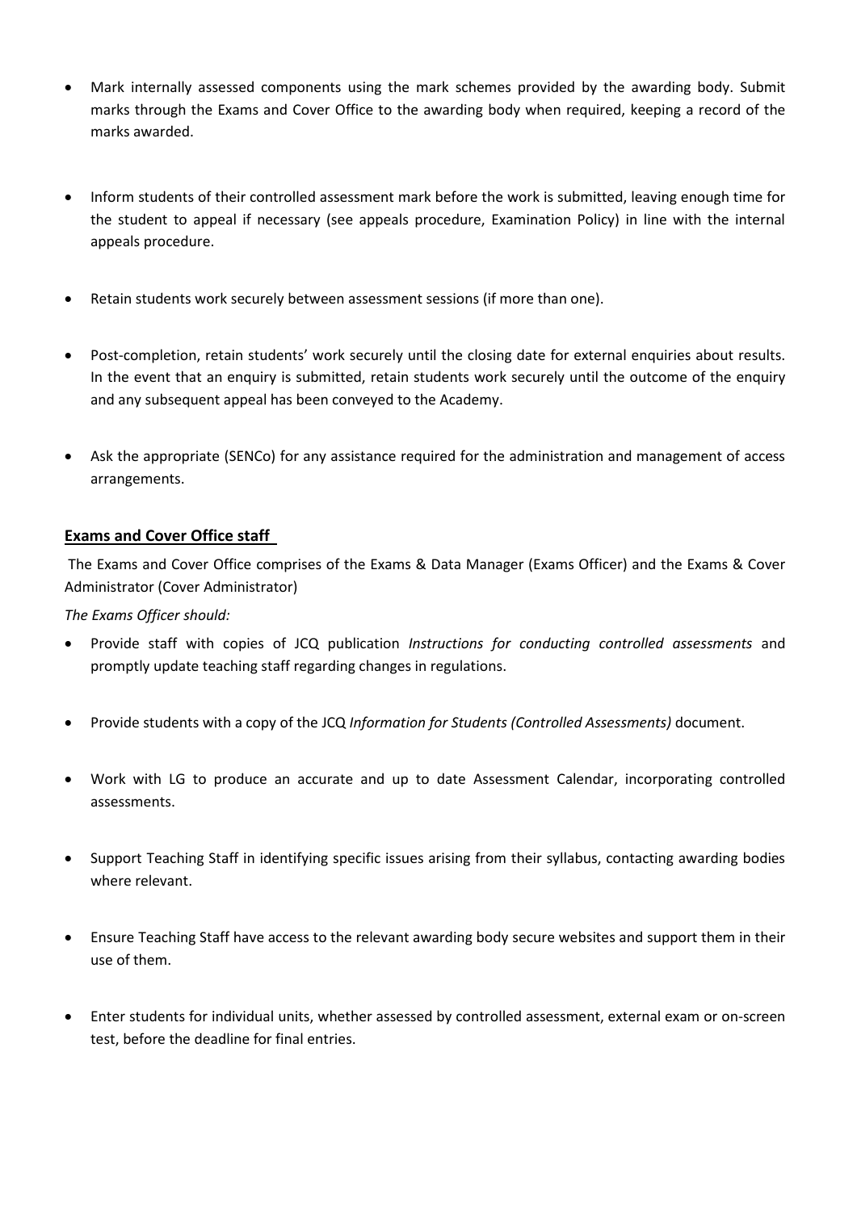- Mark internally assessed components using the mark schemes provided by the awarding body. Submit marks through the Exams and Cover Office to the awarding body when required, keeping a record of the marks awarded.

- Inform students of their controlled assessment mark before the work is submitted, leaving enough time for the student to appeal if necessary (see appeals procedure, Examination Policy) in line with the internal appeals procedure.

- Retain students work securely between assessment sessions (if more than one).

- Post-completion, retain students' work securely until the closing date for external enquiries about results. In the event that an enquiry is submitted, retain students work securely until the outcome of the enquiry and any subsequent appeal has been conveyed to the Academy.

- Ask the appropriate (SENCo) for any assistance required for the administration and management of access arrangements.

**Exams and Cover Office staff**

The Exams and Cover Office comprises of the Exams & Data Manager (Exams Officer) and the Exams & Cover Administrator (Cover Administrator)

*The Exams Officer should:*

- Provide staff with copies of JCQ publication *Instructions for conducting controlled assessments* and promptly update teaching staff regarding changes in regulations.

- Provide students with a copy of the JCQ *Information for Students (Controlled Assessments)* document.

- Work with LG to produce an accurate and up to date Assessment Calendar, incorporating controlled assessments.

- Support Teaching Staff in identifying specific issues arising from their syllabus, contacting awarding bodies where relevant.

- Ensure Teaching Staff have access to the relevant awarding body secure websites and support them in their use of them.

- Enter students for individual units, whether assessed by controlled assessment, external exam or on-screen test, before the deadline for final entries.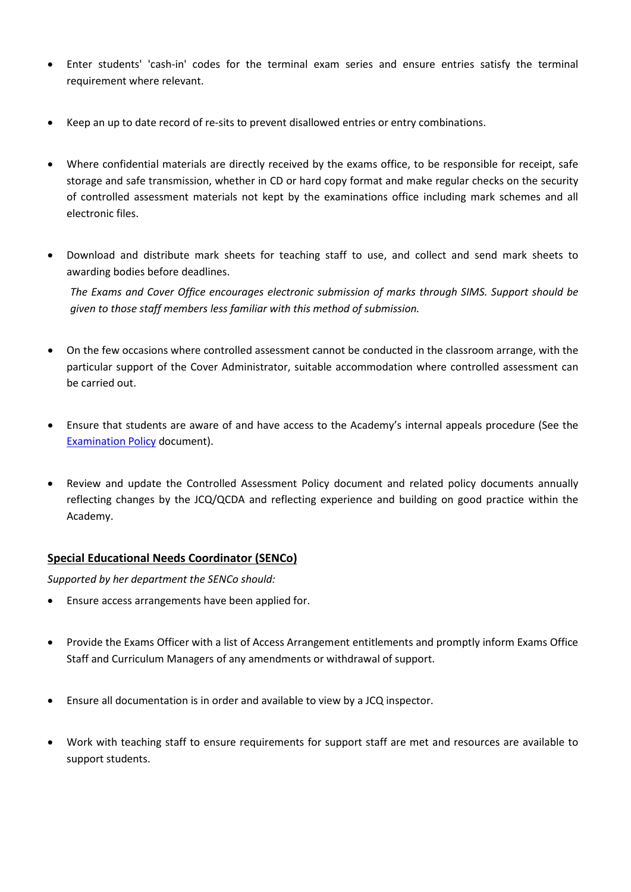- Enter students' 'cash-in' codes for the terminal exam series and ensure entries satisfy the terminal requirement where relevant.

- Keep an up to date record of re-sits to prevent disallowed entries or entry combinations.

- Where confidential materials are directly received by the exams office, to be responsible for receipt, safe storage and safe transmission, whether in CD or hard copy format and make regular checks on the security of controlled assessment materials not kept by the examinations office including mark schemes and all electronic files.

- Download and distribute mark sheets for teaching staff to use, and collect and send mark sheets to awarding bodies before deadlines.

  *The Exams and Cover Office encourages electronic submission of marks through SIMS. Support should be given to those staff members less familiar with this method of submission.*

- On the few occasions where controlled assessment cannot be conducted in the classroom arrange, with the particular support of the Cover Administrator, suitable accommodation where controlled assessment can be carried out.

- Ensure that students are aware of and have access to the Academy's internal appeals procedure (See the [Examination Policy]() document).

- Review and update the Controlled Assessment Policy document and related policy documents annually reflecting changes by the JCQ/QCDA and reflecting experience and building on good practice within the Academy.

## **Special Educational Needs Coordinator (SENCo)**

*Supported by her department the SENCo should:*

- Ensure access arrangements have been applied for.

- Provide the Exams Officer with a list of Access Arrangement entitlements and promptly inform Exams Office Staff and Curriculum Managers of any amendments or withdrawal of support.

- Ensure all documentation is in order and available to view by a JCQ inspector.

- Work with teaching staff to ensure requirements for support staff are met and resources are available to support students.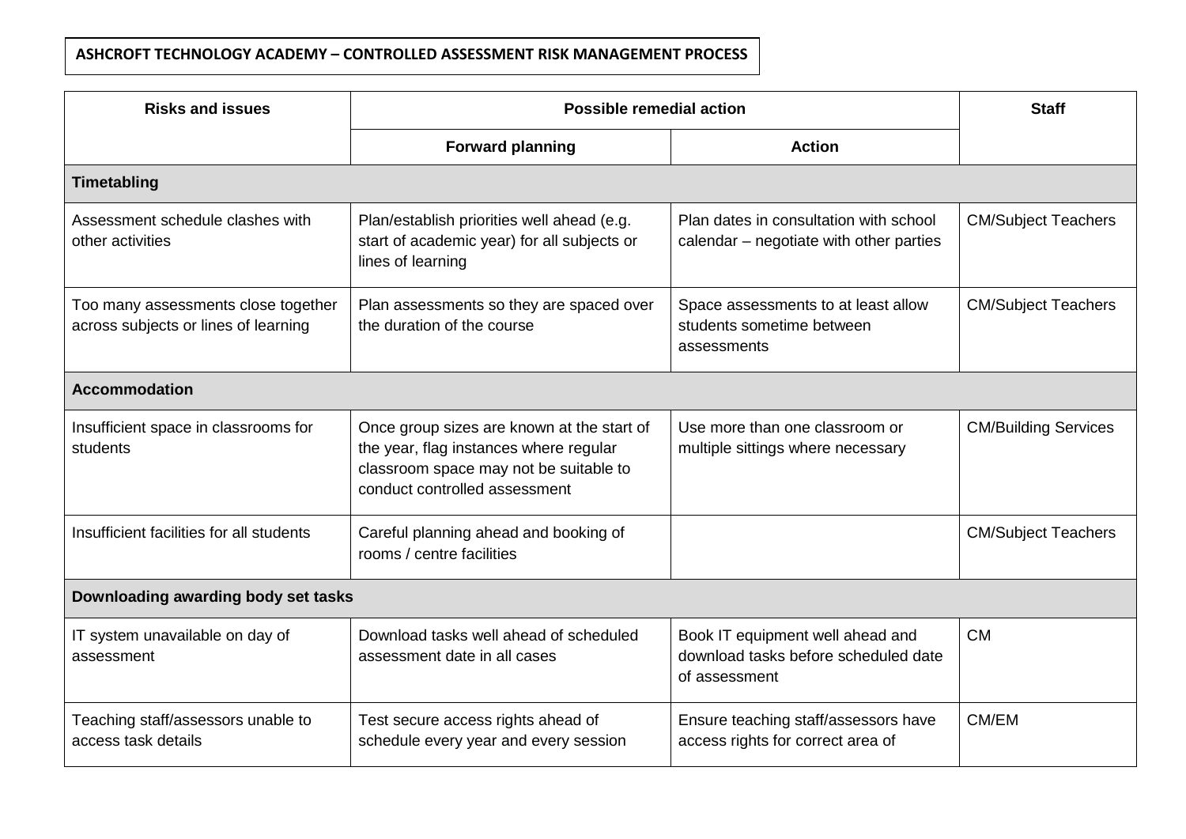**ASHCROFT TECHNOLOGY ACADEMY – CONTROLLED ASSESSMENT RISK MANAGEMENT PROCESS**

| Risks and issues | Possible remedial action | | Staff |
|---|---|---|---|
| | **Forward planning** | **Action** | |
| **Timetabling** | | | |
| Assessment schedule clashes with other activities | Plan/establish priorities well ahead (e.g. start of academic year) for all subjects or lines of learning | Plan dates in consultation with school calendar – negotiate with other parties | CM/Subject Teachers |
| Too many assessments close together across subjects or lines of learning | Plan assessments so they are spaced over the duration of the course | Space assessments to at least allow students sometime between assessments | CM/Subject Teachers |
| **Accommodation** | | | |
| Insufficient space in classrooms for students | Once group sizes are known at the start of the year, flag instances where regular classroom space may not be suitable to conduct controlled assessment | Use more than one classroom or multiple sittings where necessary | CM/Building Services |
| Insufficient facilities for all students | Careful planning ahead and booking of rooms / centre facilities | | CM/Subject Teachers |
| **Downloading awarding body set tasks** | | | |
| IT system unavailable on day of assessment | Download tasks well ahead of scheduled assessment date in all cases | Book IT equipment well ahead and download tasks before scheduled date of assessment | CM |
| Teaching staff/assessors unable to access task details | Test secure access rights ahead of schedule every year and every session | Ensure teaching staff/assessors have access rights for correct area of | CM/EM |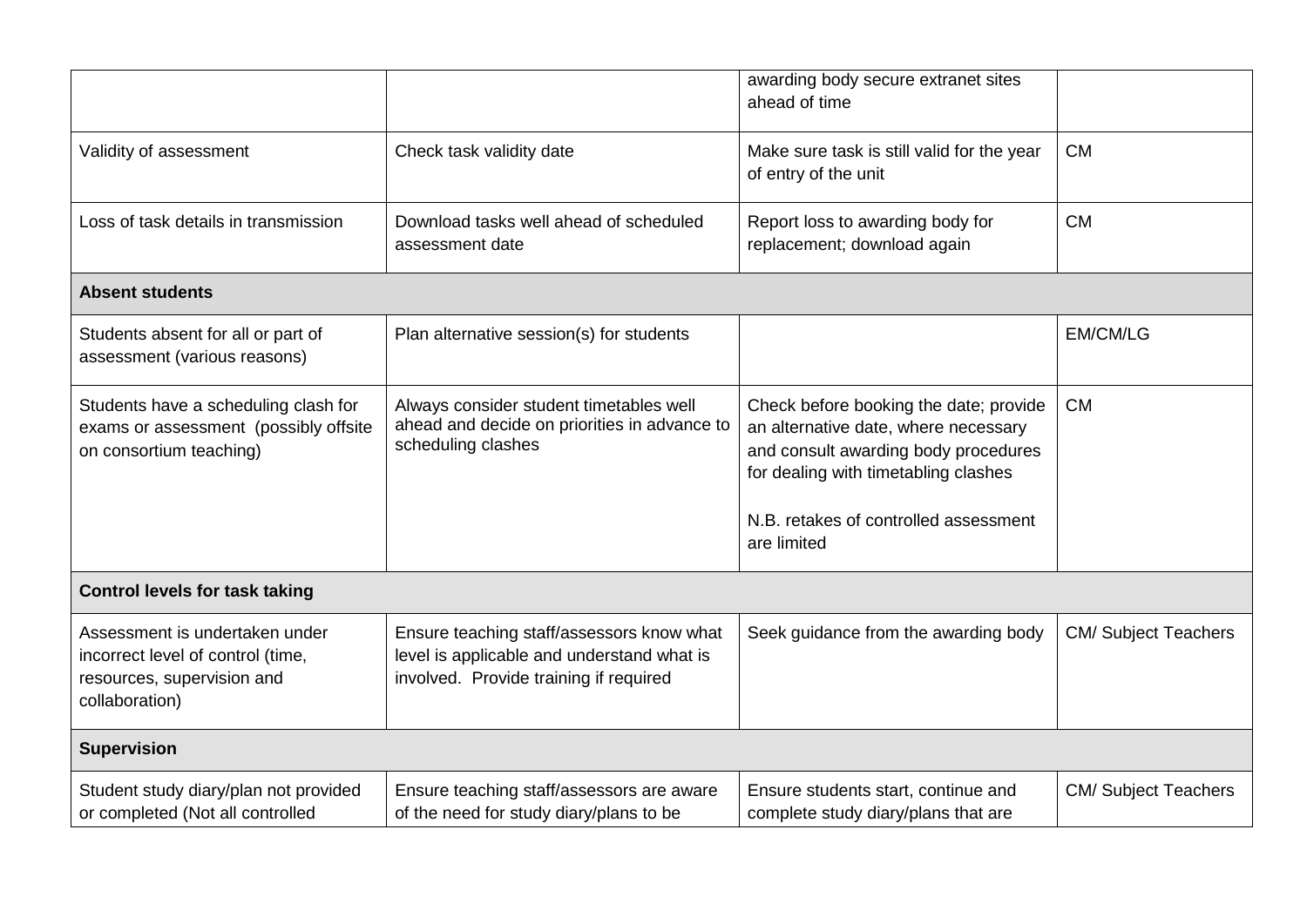| | | awarding body secure extranet sites ahead of time | |
|---|---|---|---|
| Validity of assessment | Check task validity date | Make sure task is still valid for the year of entry of the unit | CM |
| Loss of task details in transmission | Download tasks well ahead of scheduled assessment date | Report loss to awarding body for replacement; download again | CM |
| **Absent students** | | | |
| Students absent for all or part of assessment (various reasons) | Plan alternative session(s) for students | | EM/CM/LG |
| Students have a scheduling clash for exams or assessment (possibly offsite on consortium teaching) | Always consider student timetables well ahead and decide on priorities in advance to scheduling clashes | Check before booking the date; provide an alternative date, where necessary and consult awarding body procedures for dealing with timetabling clashes<br><br>N.B. retakes of controlled assessment are limited | CM |
| **Control levels for task taking** | | | |
| Assessment is undertaken under incorrect level of control (time, resources, supervision and collaboration) | Ensure teaching staff/assessors know what level is applicable and understand what is involved. Provide training if required | Seek guidance from the awarding body | CM/ Subject Teachers |
| **Supervision** | | | |
| Student study diary/plan not provided or completed (Not all controlled | Ensure teaching staff/assessors are aware of the need for study diary/plans to be | Ensure students start, continue and complete study diary/plans that are | CM/ Subject Teachers |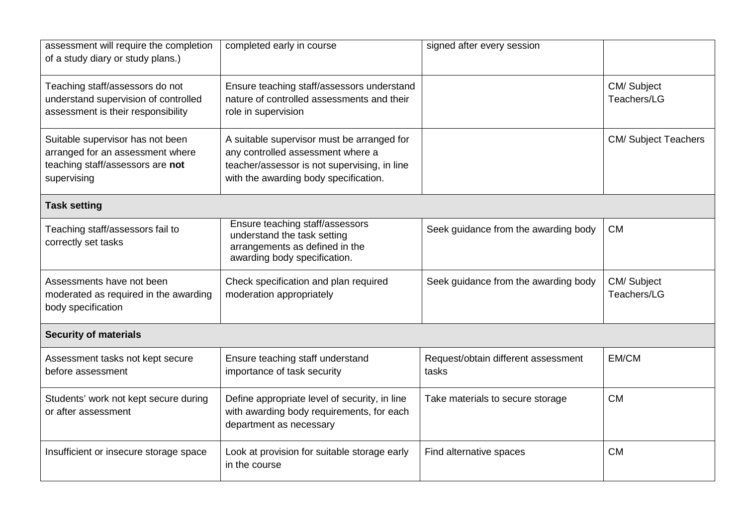| | | | |
|---|---|---|---|
| assessment will require the completion of a study diary or study plans.) | completed early in course | signed after every session | |
| Teaching staff/assessors do not understand supervision of controlled assessment is their responsibility | Ensure teaching staff/assessors understand nature of controlled assessments and their role in supervision | | CM/ Subject Teachers/LG |
| Suitable supervisor has not been arranged for an assessment where teaching staff/assessors are **not** supervising | A suitable supervisor must be arranged for any controlled assessment where a teacher/assessor is not supervising, in line with the awarding body specification. | | CM/ Subject Teachers |
| **Task setting** | | | |
| Teaching staff/assessors fail to correctly set tasks | Ensure teaching staff/assessors understand the task setting arrangements as defined in the awarding body specification. | Seek guidance from the awarding body | CM |
| Assessments have not been moderated as required in the awarding body specification | Check specification and plan required moderation appropriately | Seek guidance from the awarding body | CM/ Subject Teachers/LG |
| **Security of materials** | | | |
| Assessment tasks not kept secure before assessment | Ensure teaching staff understand importance of task security | Request/obtain different assessment tasks | EM/CM |
| Students' work not kept secure during or after assessment | Define appropriate level of security, in line with awarding body requirements, for each department as necessary | Take materials to secure storage | CM |
| Insufficient or insecure storage space | Look at provision for suitable storage early in the course | Find alternative spaces | CM |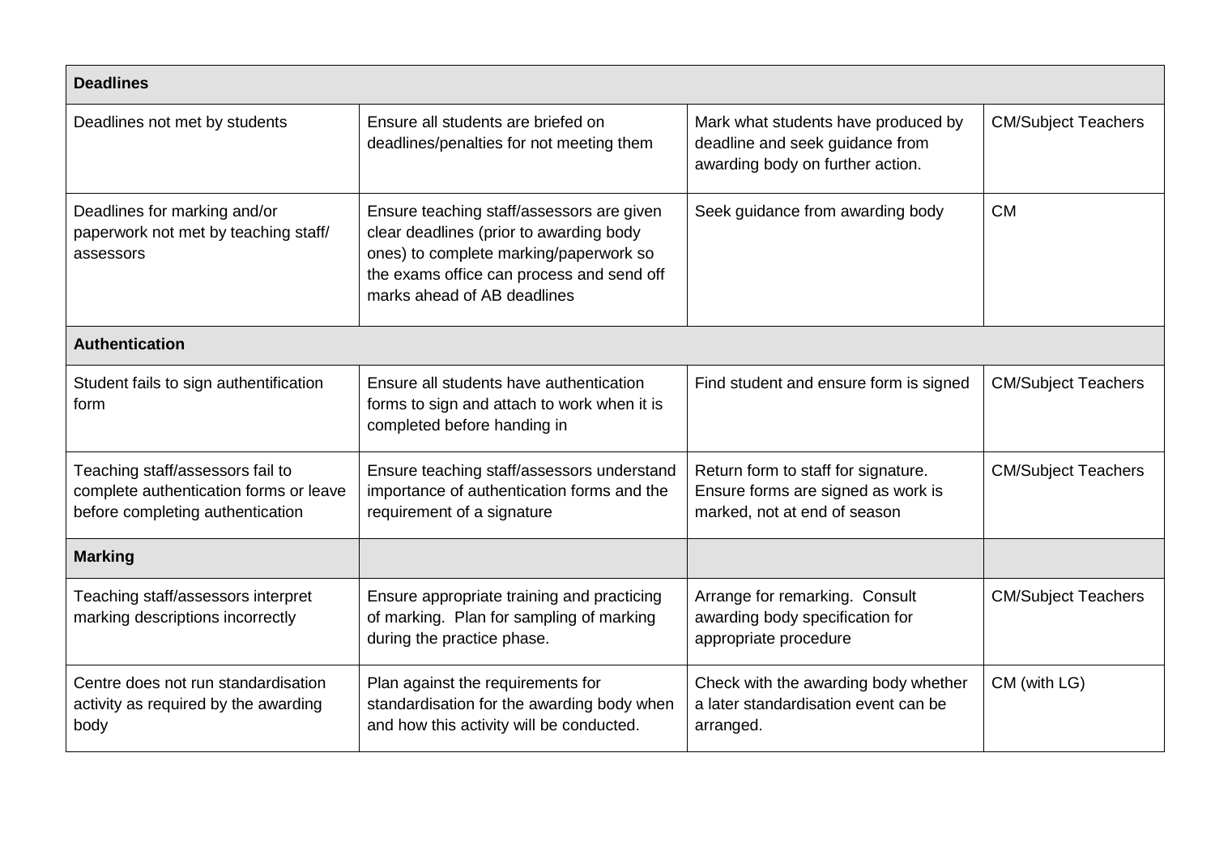| **Deadlines** | | | |
|---|---|---|---|
| Deadlines not met by students | Ensure all students are briefed on deadlines/penalties for not meeting them | Mark what students have produced by deadline and seek guidance from awarding body on further action. | CM/Subject Teachers |
| Deadlines for marking and/or paperwork not met by teaching staff/ assessors | Ensure teaching staff/assessors are given clear deadlines (prior to awarding body ones) to complete marking/paperwork so the exams office can process and send off marks ahead of AB deadlines | Seek guidance from awarding body | CM |
| **Authentication** | | | |
| Student fails to sign authentification form | Ensure all students have authentication forms to sign and attach to work when it is completed before handing in | Find student and ensure form is signed | CM/Subject Teachers |
| Teaching staff/assessors fail to complete authentication forms or leave before completing authentication | Ensure teaching staff/assessors understand importance of authentication forms and the requirement of a signature | Return form to staff for signature. Ensure forms are signed as work is marked, not at end of season | CM/Subject Teachers |
| **Marking** | | | |
| Teaching staff/assessors interpret marking descriptions incorrectly | Ensure appropriate training and practicing of marking. Plan for sampling of marking during the practice phase. | Arrange for remarking. Consult awarding body specification for appropriate procedure | CM/Subject Teachers |
| Centre does not run standardisation activity as required by the awarding body | Plan against the requirements for standardisation for the awarding body when and how this activity will be conducted. | Check with the awarding body whether a later standardisation event can be arranged. | CM (with LG) |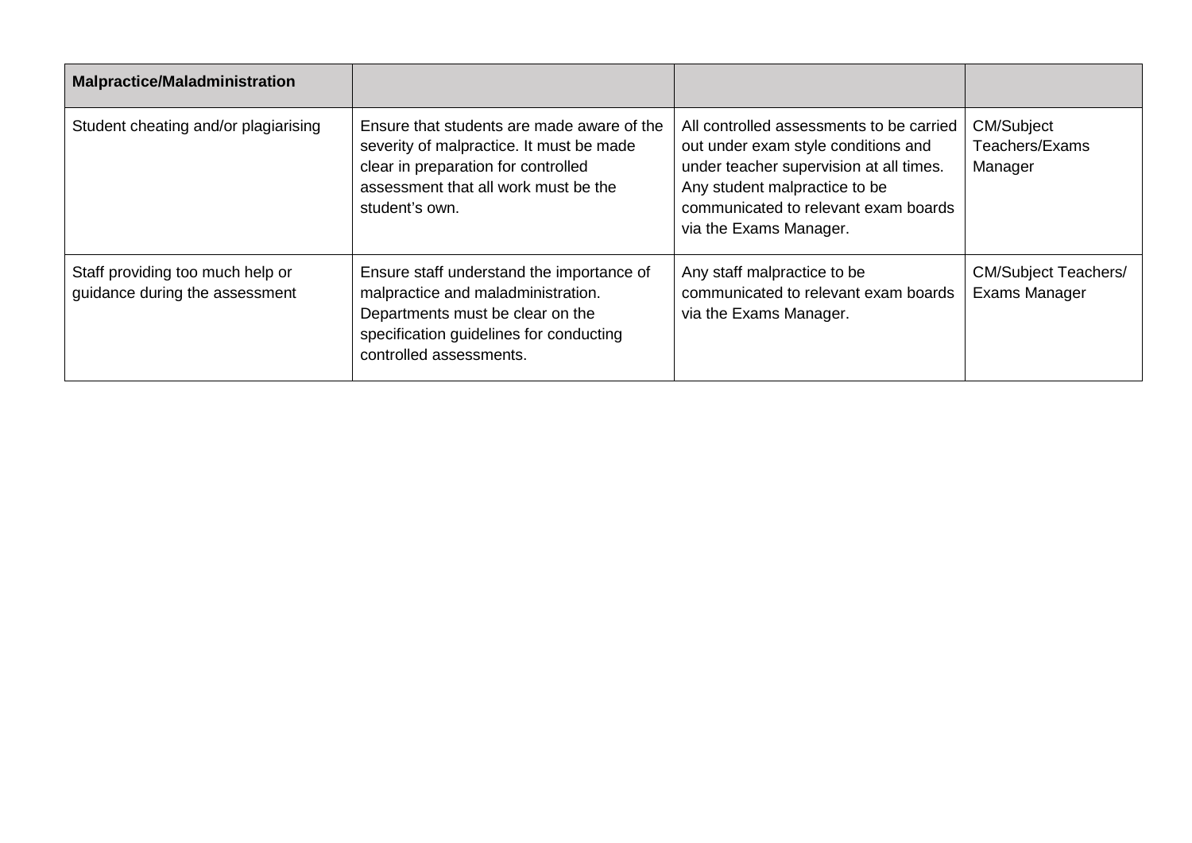| **Malpractice/Maladministration** | | | |
|---|---|---|---|
| Student cheating and/or plagiarising | Ensure that students are made aware of the severity of malpractice. It must be made clear in preparation for controlled assessment that all work must be the student's own. | All controlled assessments to be carried out under exam style conditions and under teacher supervision at all times. Any student malpractice to be communicated to relevant exam boards via the Exams Manager. | CM/Subject Teachers/Exams Manager |
| Staff providing too much help or guidance during the assessment | Ensure staff understand the importance of malpractice and maladministration. Departments must be clear on the specification guidelines for conducting controlled assessments. | Any staff malpractice to be communicated to relevant exam boards via the Exams Manager. | CM/Subject Teachers/ Exams Manager |